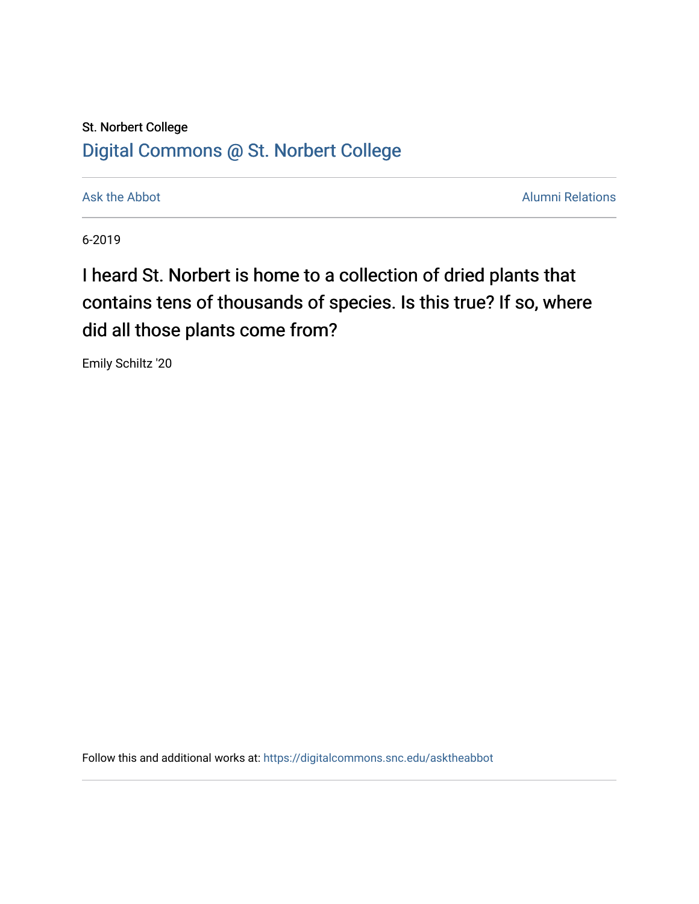St. Norbert College

Digital Commons @ St. Norbert College

Ask the Abbot

Alumni Relations

6-2019

# I heard St. Norbert is home to a collection of dried plants that contains tens of thousands of species. Is this true? If so, where did all those plants come from?

Emily Schiltz '20

Follow this and additional works at: https://digitalcommons.snc.edu/asktheabbot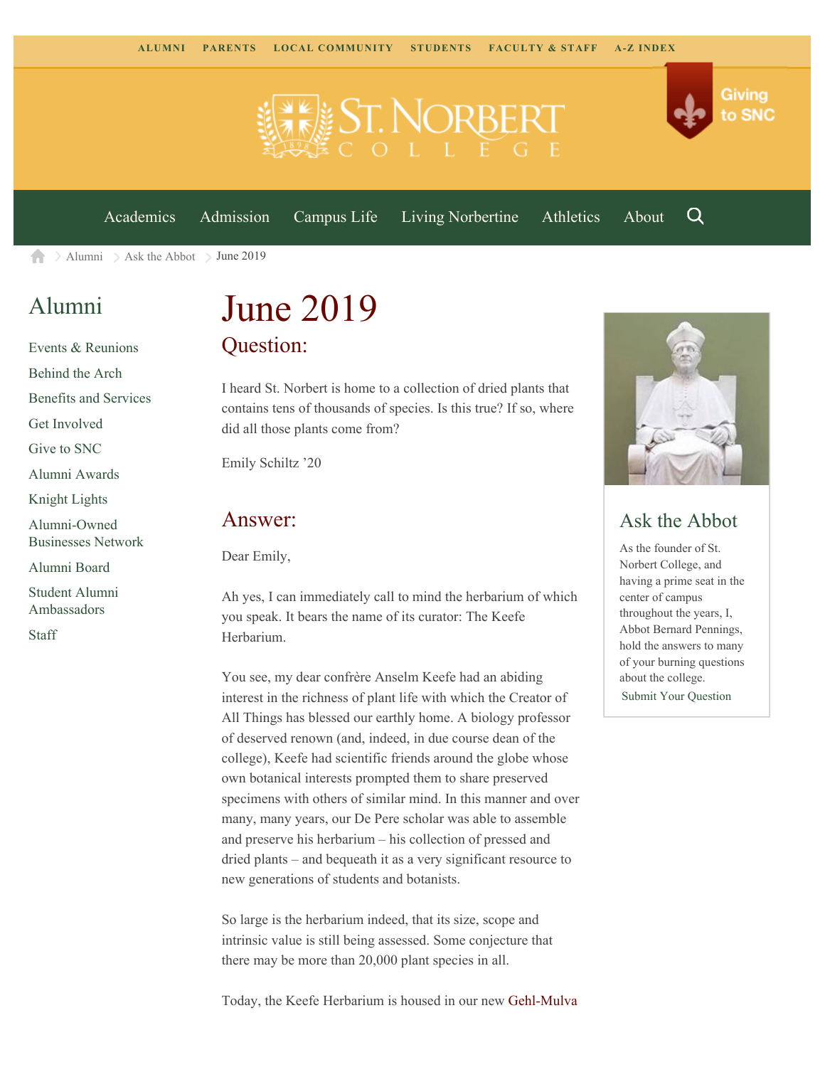ALUMNI PARENTS LOCAL COMMUNITY STUDENTS FACULTY & STAFF A-Z INDEX

Giving to SNC

Academics Admission Campus Life Living Norbertine Athletics About

Alumni > Ask the Abbot > June 2019

## Alumni

- Events & Reunions
- Behind the Arch
- Benefits and Services
- Get Involved
- Give to SNC
- Alumni Awards
- Knight Lights
- Alumni-Owned Businesses Network
- Alumni Board
- Student Alumni Ambassadors
- Staff

# June 2019

## Question:

I heard St. Norbert is home to a collection of dried plants that contains tens of thousands of species. Is this true? If so, where did all those plants come from?

Emily Schiltz '20

## Answer:

Dear Emily,

Ah yes, I can immediately call to mind the herbarium of which you speak. It bears the name of its curator: The Keefe Herbarium.

You see, my dear confrère Anselm Keefe had an abiding interest in the richness of plant life with which the Creator of All Things has blessed our earthly home. A biology professor of deserved renown (and, indeed, in due course dean of the college), Keefe had scientific friends around the globe whose own botanical interests prompted them to share preserved specimens with others of similar mind. In this manner and over many, many years, our De Pere scholar was able to assemble and preserve his herbarium – his collection of pressed and dried plants – and bequeath it as a very significant resource to new generations of students and botanists.

So large is the herbarium indeed, that its size, scope and intrinsic value is still being assessed. Some conjecture that there may be more than 20,000 plant species in all.

Today, the Keefe Herbarium is housed in our new Gehl-Mulva

## Ask the Abbot

As the founder of St. Norbert College, and having a prime seat in the center of campus throughout the years, I, Abbot Bernard Pennings, hold the answers to many of your burning questions about the college.

Submit Your Question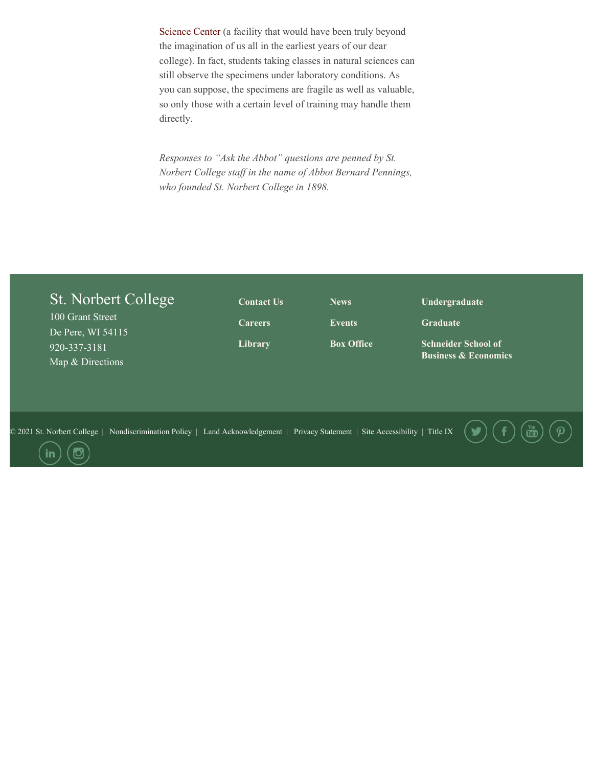Science Center (a facility that would have been truly beyond the imagination of us all in the earliest years of our dear college). In fact, students taking classes in natural sciences can still observe the specimens under laboratory conditions. As you can suppose, the specimens are fragile as well as valuable, so only those with a certain level of training may handle them directly.

*Responses to "Ask the Abbot" questions are penned by St. Norbert College staff in the name of Abbot Bernard Pennings, who founded St. Norbert College in 1898.*

St. Norbert College
100 Grant Street
De Pere, WI 54115
920-337-3181
Map & Directions

**Contact Us**
**Careers**
**Library**

**News**
**Events**
**Box Office**

**Undergraduate**
**Graduate**
**Schneider School of Business & Economics**

© 2021 St. Norbert College | Nondiscrimination Policy | Land Acknowledgement | Privacy Statement | Site Accessibility | Title IX